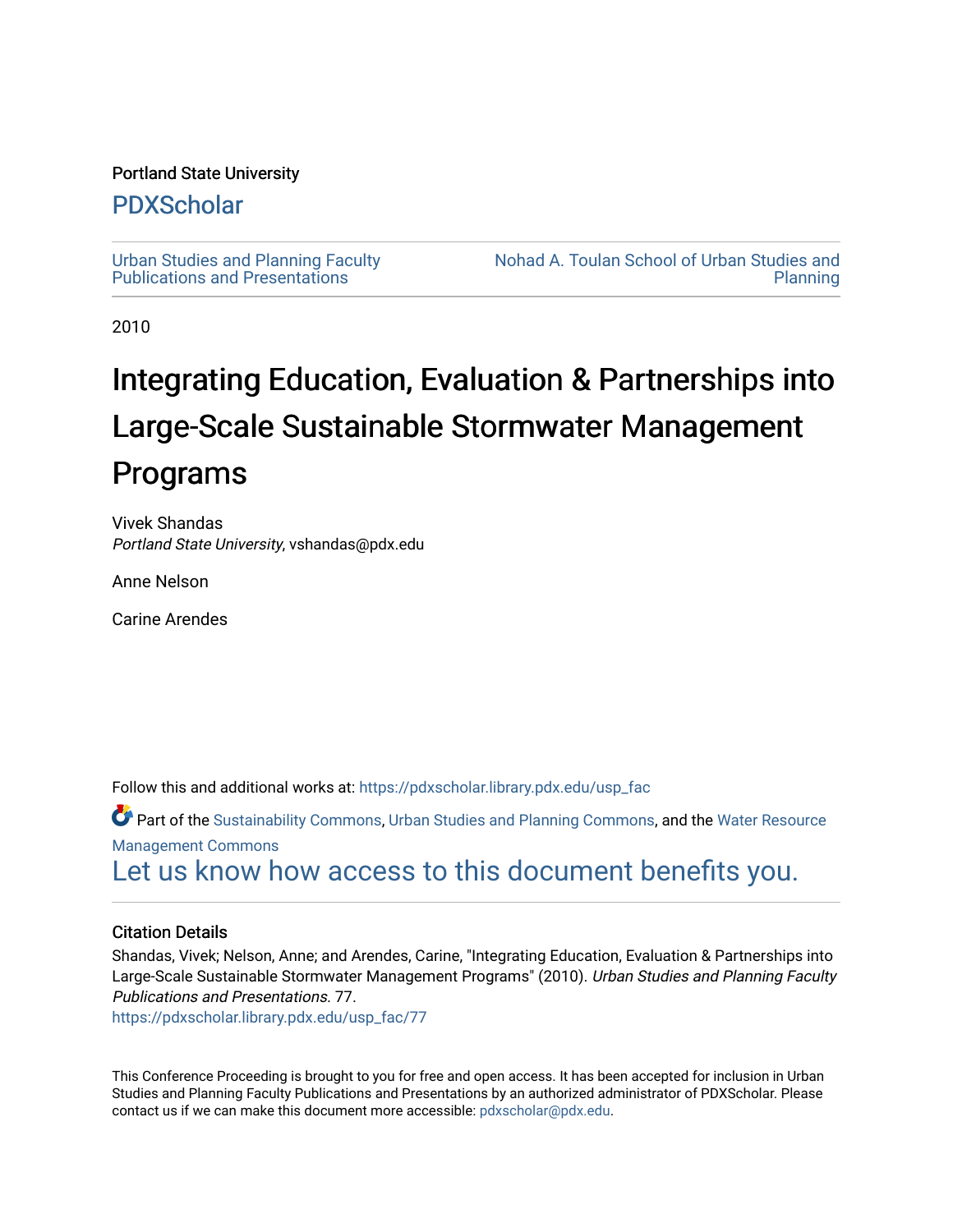Portland State University

# PDXScholar

Urban Studies and Planning Faculty Publications and Presentations

Nohad A. Toulan School of Urban Studies and Planning

2010

# Integrating Education, Evaluation & Partnerships into Large-Scale Sustainable Stormwater Management Programs

Vivek Shandas
*Portland State University*, vshandas@pdx.edu

Anne Nelson

Carine Arendes

Follow this and additional works at: https://pdxscholar.library.pdx.edu/usp_fac

Part of the Sustainability Commons, Urban Studies and Planning Commons, and the Water Resource Management Commons

Let us know how access to this document benefits you.

## Citation Details

Shandas, Vivek; Nelson, Anne; and Arendes, Carine, "Integrating Education, Evaluation & Partnerships into Large-Scale Sustainable Stormwater Management Programs" (2010). *Urban Studies and Planning Faculty Publications and Presentations*. 77.
https://pdxscholar.library.pdx.edu/usp_fac/77

This Conference Proceeding is brought to you for free and open access. It has been accepted for inclusion in Urban Studies and Planning Faculty Publications and Presentations by an authorized administrator of PDXScholar. Please contact us if we can make this document more accessible: pdxscholar@pdx.edu.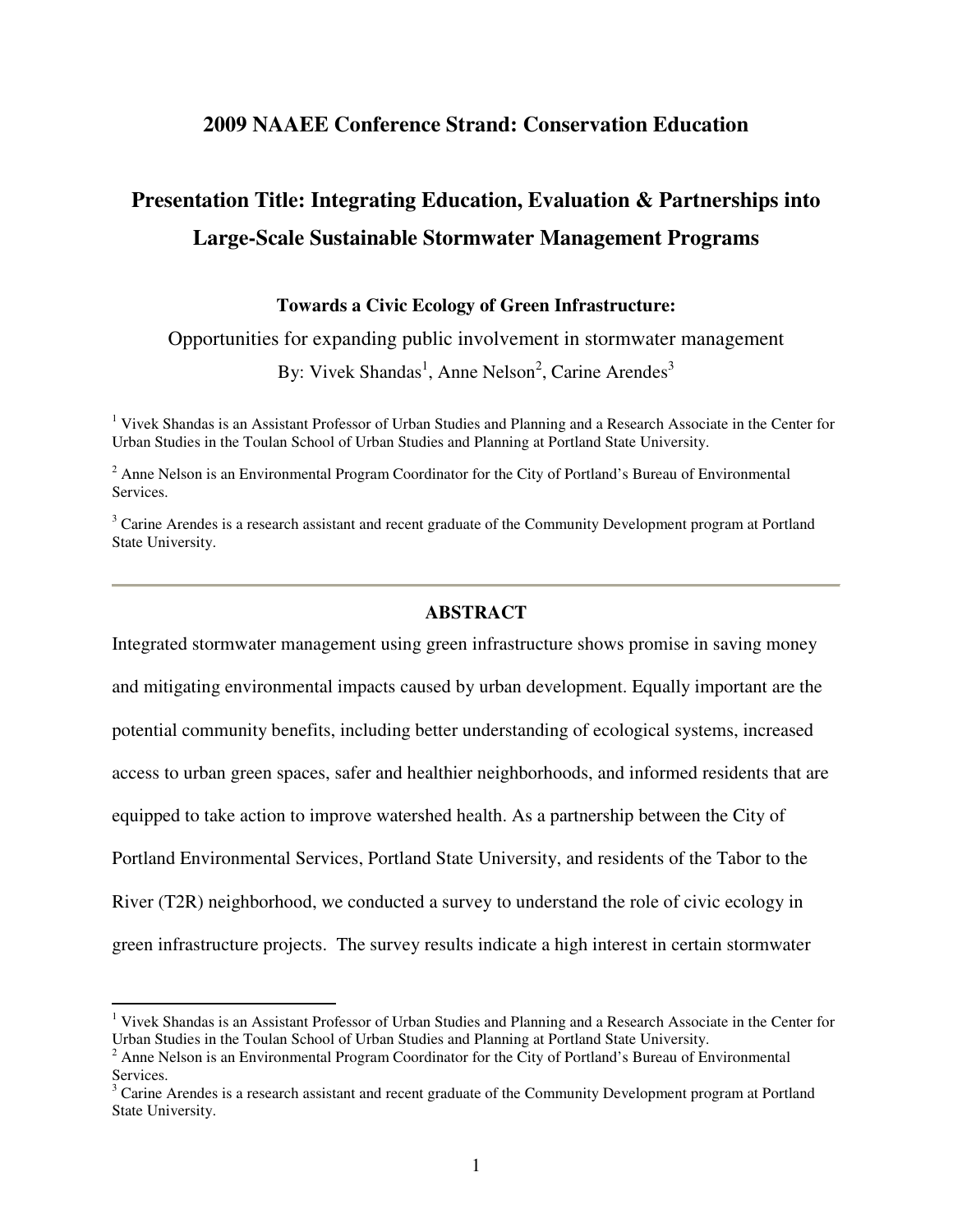## 2009 NAAEE Conference Strand: Conservation Education

# Presentation Title: Integrating Education, Evaluation & Partnerships into Large-Scale Sustainable Stormwater Management Programs

### Towards a Civic Ecology of Green Infrastructure:

Opportunities for expanding public involvement in stormwater management

By: Vivek Shandas[1], Anne Nelson[2], Carine Arendes[3]

[1] Vivek Shandas is an Assistant Professor of Urban Studies and Planning and a Research Associate in the Center for Urban Studies in the Toulan School of Urban Studies and Planning at Portland State University.

[2] Anne Nelson is an Environmental Program Coordinator for the City of Portland's Bureau of Environmental Services.

[3] Carine Arendes is a research assistant and recent graduate of the Community Development program at Portland State University.

---

### ABSTRACT

Integrated stormwater management using green infrastructure shows promise in saving money and mitigating environmental impacts caused by urban development. Equally important are the potential community benefits, including better understanding of ecological systems, increased access to urban green spaces, safer and healthier neighborhoods, and informed residents that are equipped to take action to improve watershed health. As a partnership between the City of Portland Environmental Services, Portland State University, and residents of the Tabor to the River (T2R) neighborhood, we conducted a survey to understand the role of civic ecology in green infrastructure projects. The survey results indicate a high interest in certain stormwater

---

[1] Vivek Shandas is an Assistant Professor of Urban Studies and Planning and a Research Associate in the Center for Urban Studies in the Toulan School of Urban Studies and Planning at Portland State University.

[2] Anne Nelson is an Environmental Program Coordinator for the City of Portland's Bureau of Environmental Services.

[3] Carine Arendes is a research assistant and recent graduate of the Community Development program at Portland State University.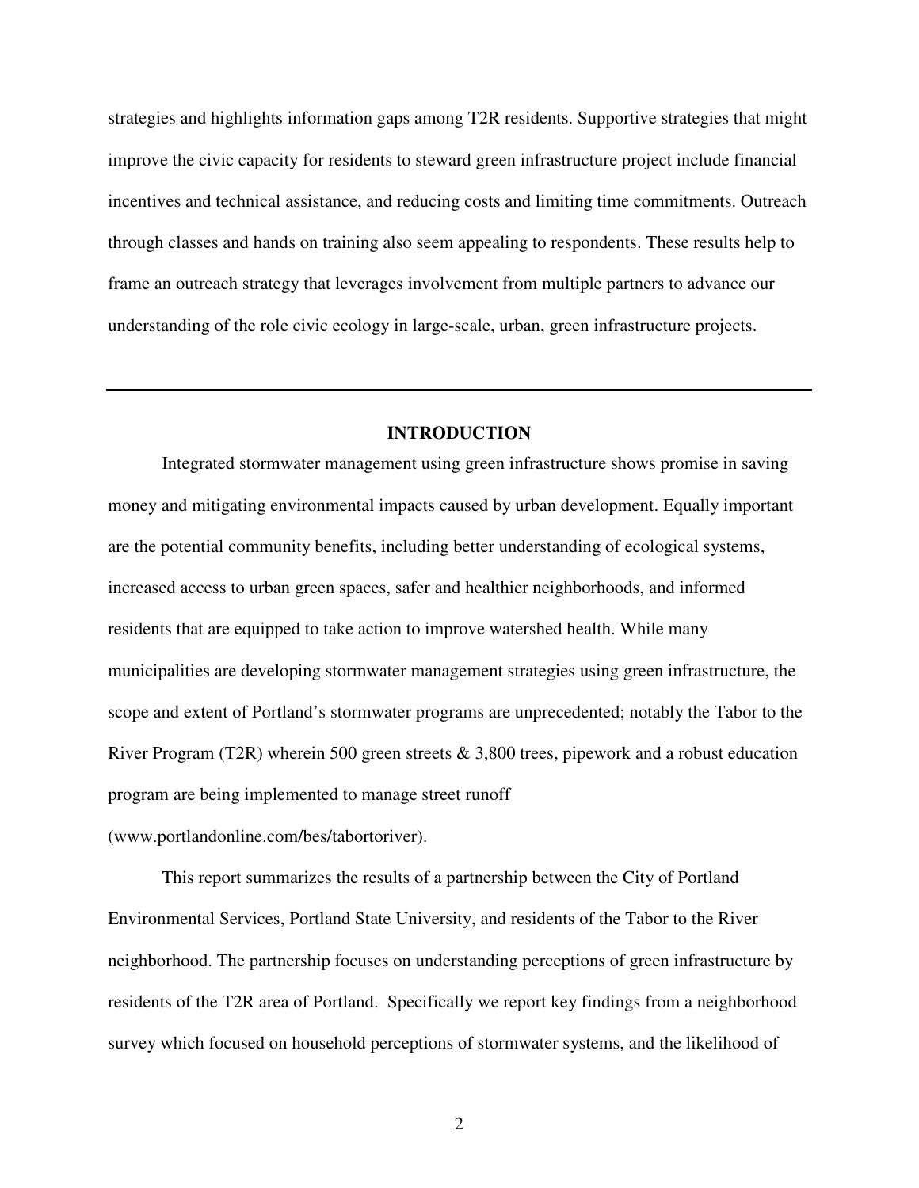strategies and highlights information gaps among T2R residents. Supportive strategies that might improve the civic capacity for residents to steward green infrastructure project include financial incentives and technical assistance, and reducing costs and limiting time commitments. Outreach through classes and hands on training also seem appealing to respondents. These results help to frame an outreach strategy that leverages involvement from multiple partners to advance our understanding of the role civic ecology in large-scale, urban, green infrastructure projects.

---

## INTRODUCTION

Integrated stormwater management using green infrastructure shows promise in saving money and mitigating environmental impacts caused by urban development. Equally important are the potential community benefits, including better understanding of ecological systems, increased access to urban green spaces, safer and healthier neighborhoods, and informed residents that are equipped to take action to improve watershed health. While many municipalities are developing stormwater management strategies using green infrastructure, the scope and extent of Portland's stormwater programs are unprecedented; notably the Tabor to the River Program (T2R) wherein 500 green streets & 3,800 trees, pipework and a robust education program are being implemented to manage street runoff (www.portlandonline.com/bes/tabortoriver).

This report summarizes the results of a partnership between the City of Portland Environmental Services, Portland State University, and residents of the Tabor to the River neighborhood. The partnership focuses on understanding perceptions of green infrastructure by residents of the T2R area of Portland. Specifically we report key findings from a neighborhood survey which focused on household perceptions of stormwater systems, and the likelihood of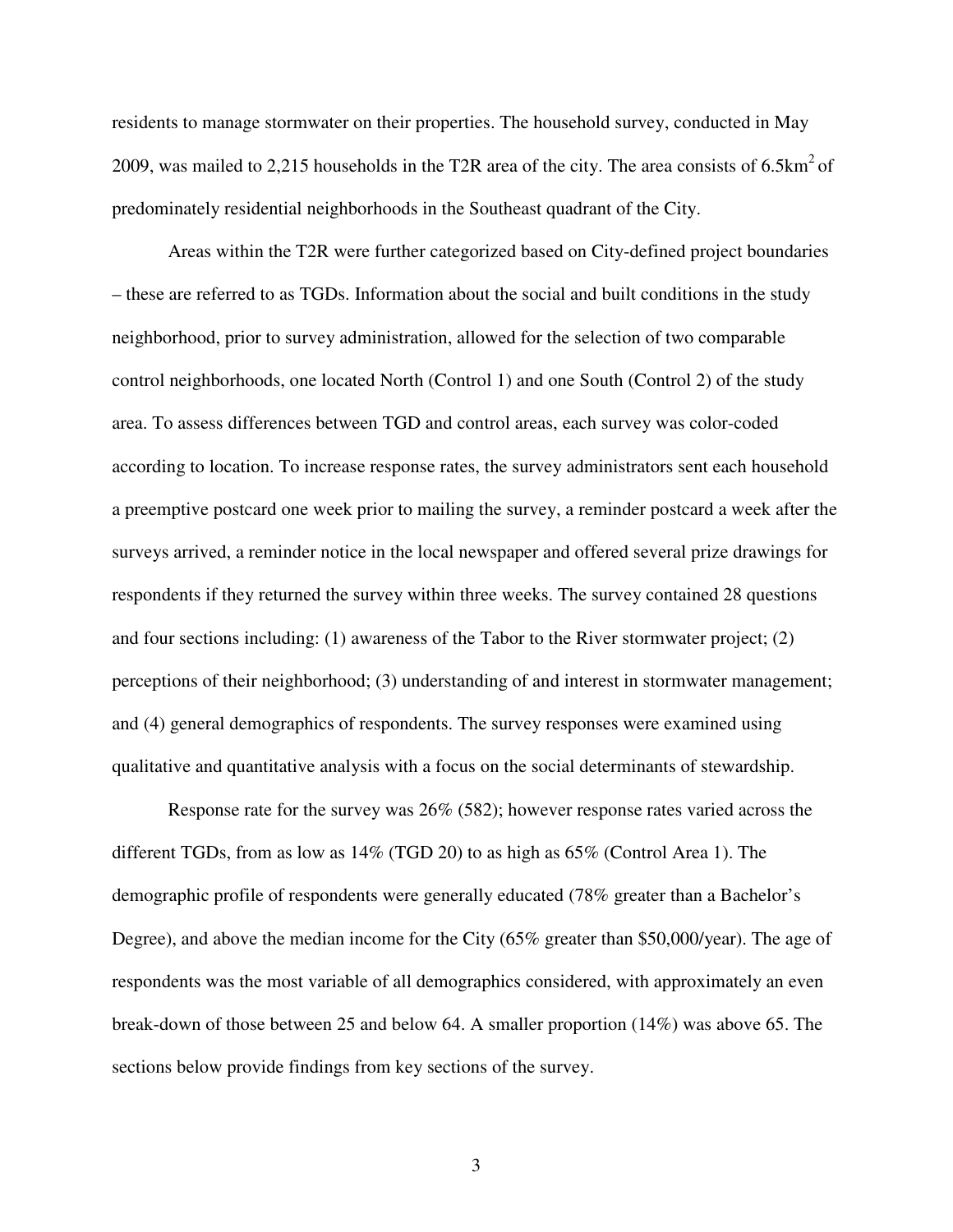residents to manage stormwater on their properties. The household survey, conducted in May 2009, was mailed to 2,215 households in the T2R area of the city. The area consists of 6.5km$^2$ of predominately residential neighborhoods in the Southeast quadrant of the City.

Areas within the T2R were further categorized based on City-defined project boundaries – these are referred to as TGDs. Information about the social and built conditions in the study neighborhood, prior to survey administration, allowed for the selection of two comparable control neighborhoods, one located North (Control 1) and one South (Control 2) of the study area. To assess differences between TGD and control areas, each survey was color-coded according to location. To increase response rates, the survey administrators sent each household a preemptive postcard one week prior to mailing the survey, a reminder postcard a week after the surveys arrived, a reminder notice in the local newspaper and offered several prize drawings for respondents if they returned the survey within three weeks. The survey contained 28 questions and four sections including: (1) awareness of the Tabor to the River stormwater project; (2) perceptions of their neighborhood; (3) understanding of and interest in stormwater management; and (4) general demographics of respondents. The survey responses were examined using qualitative and quantitative analysis with a focus on the social determinants of stewardship.

Response rate for the survey was 26% (582); however response rates varied across the different TGDs, from as low as 14% (TGD 20) to as high as 65% (Control Area 1). The demographic profile of respondents were generally educated (78% greater than a Bachelor's Degree), and above the median income for the City (65% greater than $50,000/year). The age of respondents was the most variable of all demographics considered, with approximately an even break-down of those between 25 and below 64. A smaller proportion (14%) was above 65. The sections below provide findings from key sections of the survey.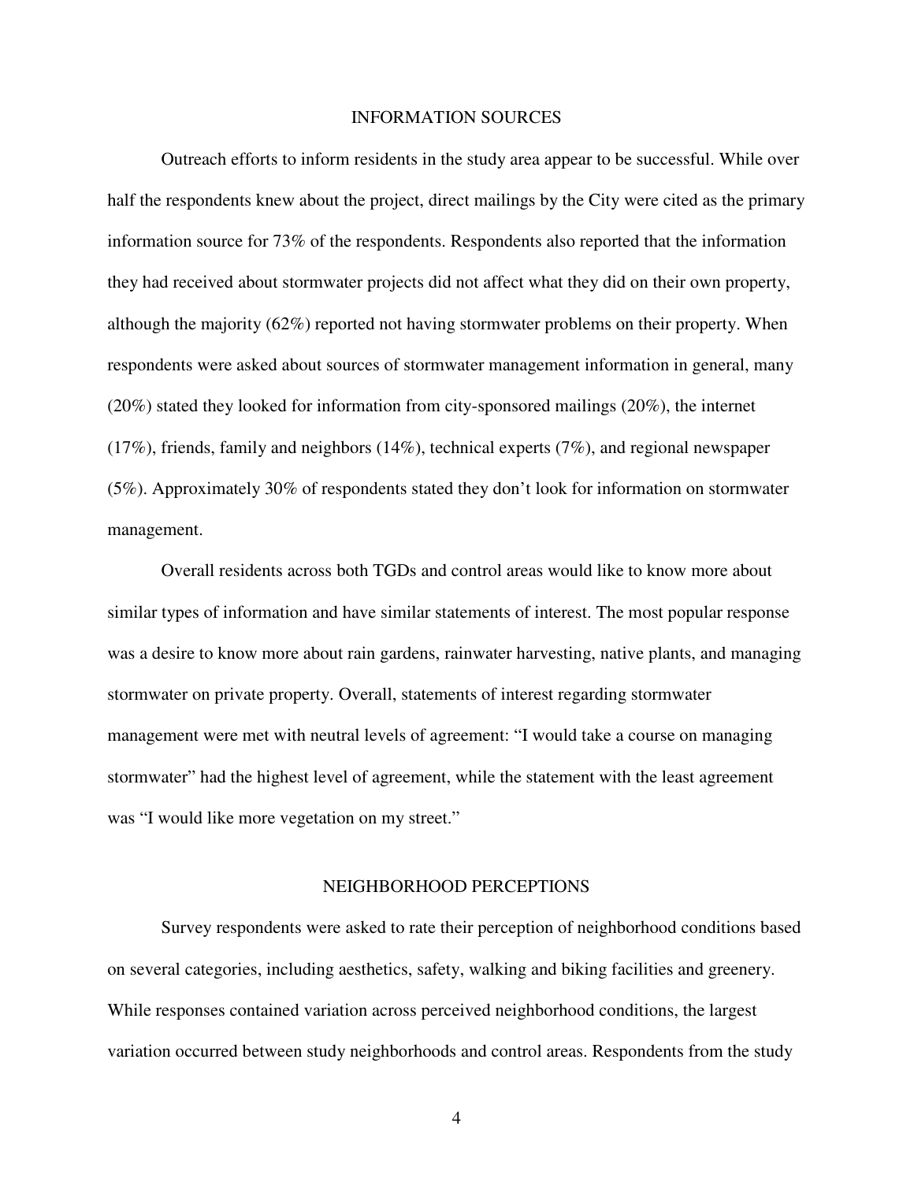## INFORMATION SOURCES

Outreach efforts to inform residents in the study area appear to be successful. While over half the respondents knew about the project, direct mailings by the City were cited as the primary information source for 73% of the respondents. Respondents also reported that the information they had received about stormwater projects did not affect what they did on their own property, although the majority (62%) reported not having stormwater problems on their property. When respondents were asked about sources of stormwater management information in general, many (20%) stated they looked for information from city-sponsored mailings (20%), the internet (17%), friends, family and neighbors (14%), technical experts (7%), and regional newspaper (5%). Approximately 30% of respondents stated they don't look for information on stormwater management.

Overall residents across both TGDs and control areas would like to know more about similar types of information and have similar statements of interest. The most popular response was a desire to know more about rain gardens, rainwater harvesting, native plants, and managing stormwater on private property. Overall, statements of interest regarding stormwater management were met with neutral levels of agreement: "I would take a course on managing stormwater" had the highest level of agreement, while the statement with the least agreement was "I would like more vegetation on my street."

## NEIGHBORHOOD PERCEPTIONS

Survey respondents were asked to rate their perception of neighborhood conditions based on several categories, including aesthetics, safety, walking and biking facilities and greenery. While responses contained variation across perceived neighborhood conditions, the largest variation occurred between study neighborhoods and control areas. Respondents from the study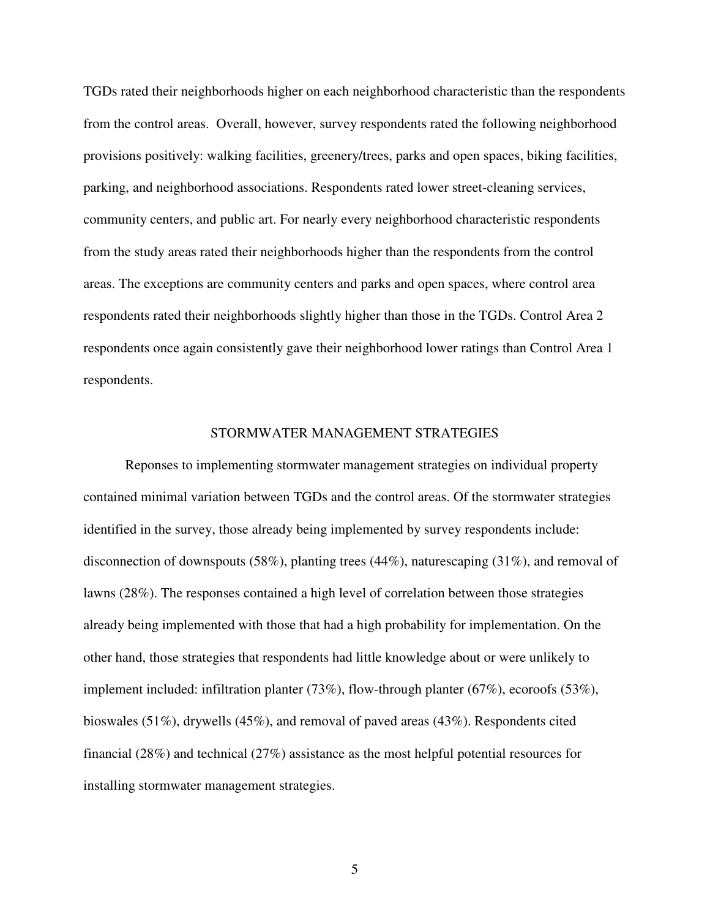TGDs rated their neighborhoods higher on each neighborhood characteristic than the respondents from the control areas. Overall, however, survey respondents rated the following neighborhood provisions positively: walking facilities, greenery/trees, parks and open spaces, biking facilities, parking, and neighborhood associations. Respondents rated lower street-cleaning services, community centers, and public art. For nearly every neighborhood characteristic respondents from the study areas rated their neighborhoods higher than the respondents from the control areas. The exceptions are community centers and parks and open spaces, where control area respondents rated their neighborhoods slightly higher than those in the TGDs. Control Area 2 respondents once again consistently gave their neighborhood lower ratings than Control Area 1 respondents.

## STORMWATER MANAGEMENT STRATEGIES

Reponses to implementing stormwater management strategies on individual property contained minimal variation between TGDs and the control areas. Of the stormwater strategies identified in the survey, those already being implemented by survey respondents include: disconnection of downspouts (58%), planting trees (44%), naturescaping (31%), and removal of lawns (28%). The responses contained a high level of correlation between those strategies already being implemented with those that had a high probability for implementation. On the other hand, those strategies that respondents had little knowledge about or were unlikely to implement included: infiltration planter (73%), flow-through planter (67%), ecoroofs (53%), bioswales (51%), drywells (45%), and removal of paved areas (43%). Respondents cited financial (28%) and technical (27%) assistance as the most helpful potential resources for installing stormwater management strategies.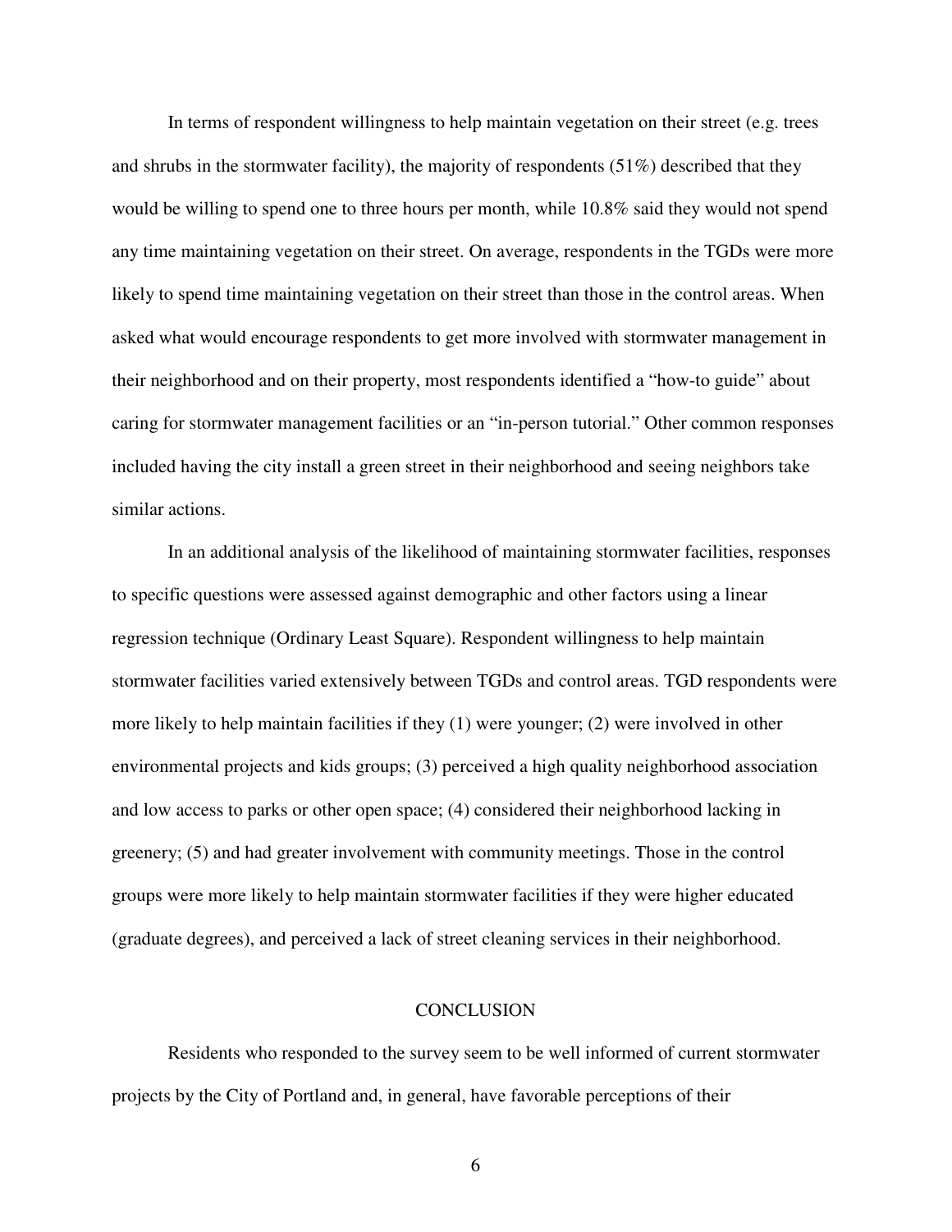In terms of respondent willingness to help maintain vegetation on their street (e.g. trees and shrubs in the stormwater facility), the majority of respondents (51%) described that they would be willing to spend one to three hours per month, while 10.8% said they would not spend any time maintaining vegetation on their street. On average, respondents in the TGDs were more likely to spend time maintaining vegetation on their street than those in the control areas. When asked what would encourage respondents to get more involved with stormwater management in their neighborhood and on their property, most respondents identified a "how-to guide" about caring for stormwater management facilities or an "in-person tutorial." Other common responses included having the city install a green street in their neighborhood and seeing neighbors take similar actions.

In an additional analysis of the likelihood of maintaining stormwater facilities, responses to specific questions were assessed against demographic and other factors using a linear regression technique (Ordinary Least Square). Respondent willingness to help maintain stormwater facilities varied extensively between TGDs and control areas. TGD respondents were more likely to help maintain facilities if they (1) were younger; (2) were involved in other environmental projects and kids groups; (3) perceived a high quality neighborhood association and low access to parks or other open space; (4) considered their neighborhood lacking in greenery; (5) and had greater involvement with community meetings. Those in the control groups were more likely to help maintain stormwater facilities if they were higher educated (graduate degrees), and perceived a lack of street cleaning services in their neighborhood.

## CONCLUSION

Residents who responded to the survey seem to be well informed of current stormwater projects by the City of Portland and, in general, have favorable perceptions of their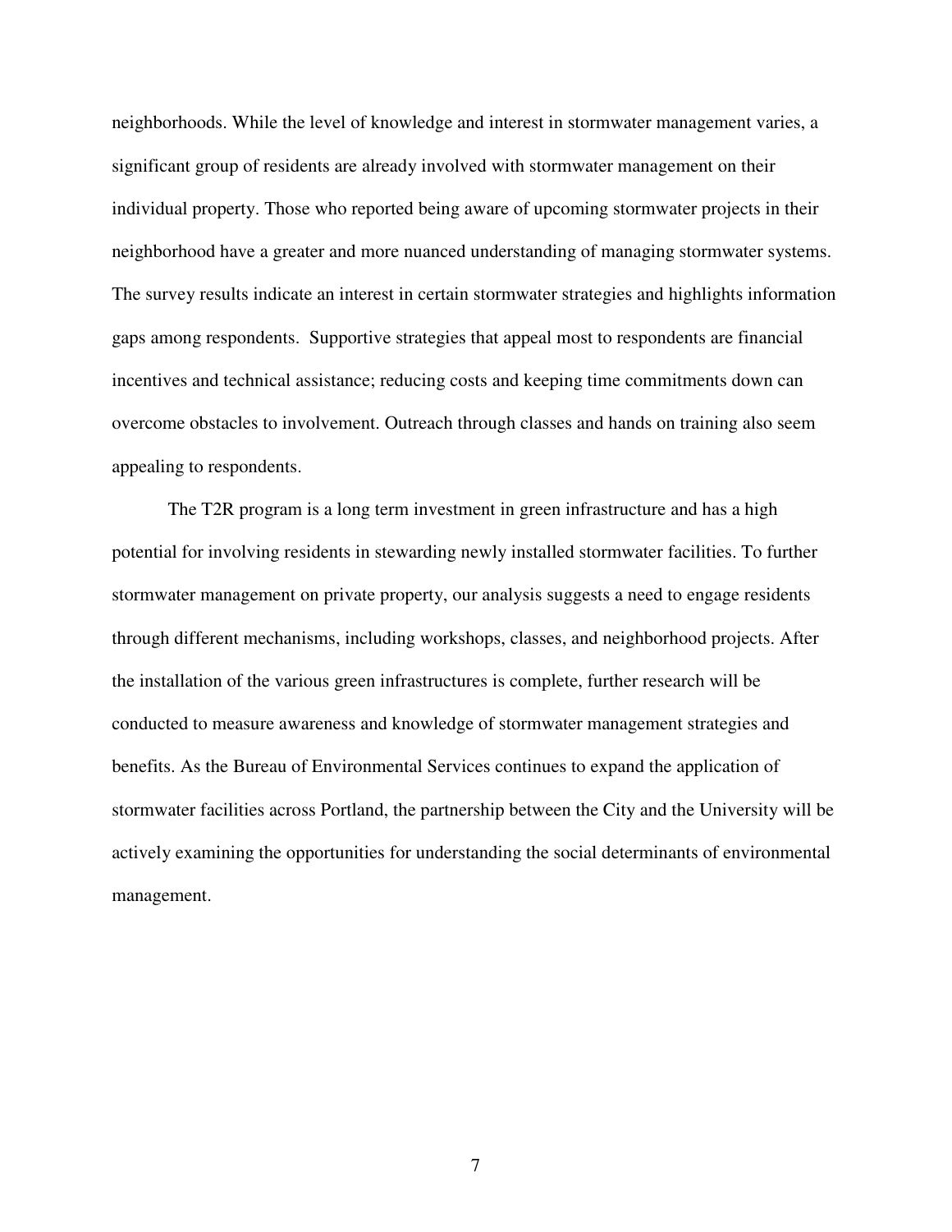neighborhoods. While the level of knowledge and interest in stormwater management varies, a significant group of residents are already involved with stormwater management on their individual property. Those who reported being aware of upcoming stormwater projects in their neighborhood have a greater and more nuanced understanding of managing stormwater systems. The survey results indicate an interest in certain stormwater strategies and highlights information gaps among respondents. Supportive strategies that appeal most to respondents are financial incentives and technical assistance; reducing costs and keeping time commitments down can overcome obstacles to involvement. Outreach through classes and hands on training also seem appealing to respondents.

The T2R program is a long term investment in green infrastructure and has a high potential for involving residents in stewarding newly installed stormwater facilities. To further stormwater management on private property, our analysis suggests a need to engage residents through different mechanisms, including workshops, classes, and neighborhood projects. After the installation of the various green infrastructures is complete, further research will be conducted to measure awareness and knowledge of stormwater management strategies and benefits. As the Bureau of Environmental Services continues to expand the application of stormwater facilities across Portland, the partnership between the City and the University will be actively examining the opportunities for understanding the social determinants of environmental management.